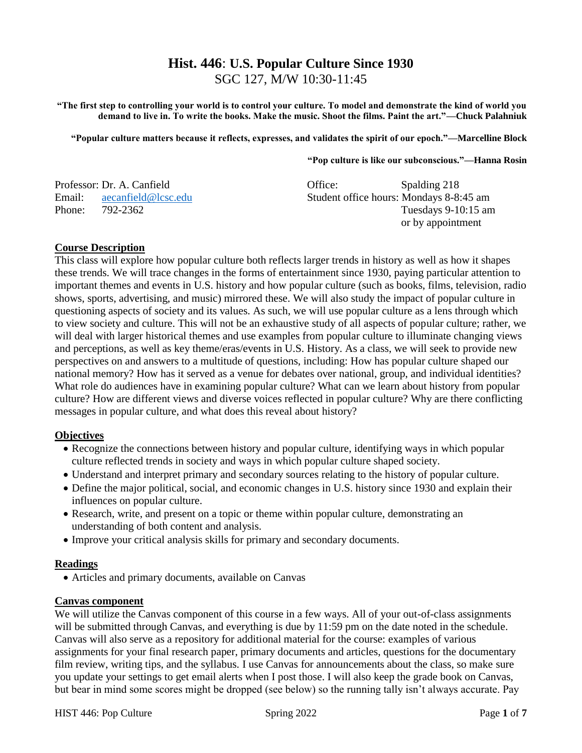# **Hist. 446**: **U.S. Popular Culture Since 1930**

SGC 127, M/W 10:30-11:45

**"The first step to controlling your world is to control your culture. To model and demonstrate the kind of world you demand to live in. To write the books. Make the music. Shoot the films. Paint the art."—Chuck Palahniuk**

**"Popular culture matters because it reflects, expresses, and validates the spirit of our epoch."—Marcelline Block**

**"Pop culture is like our subconscious."—Hanna Rosin**

Professor: Dr. A. Canfield
Email: aecanfield@lcsc.edu
Phone: 792-2362

Office: Spalding 218
Student office hours: Mondays 8-8:45 am
Tuesdays 9-10:15 am
or by appointment

## Course Description

This class will explore how popular culture both reflects larger trends in history as well as how it shapes these trends. We will trace changes in the forms of entertainment since 1930, paying particular attention to important themes and events in U.S. history and how popular culture (such as books, films, television, radio shows, sports, advertising, and music) mirrored these. We will also study the impact of popular culture in questioning aspects of society and its values. As such, we will use popular culture as a lens through which to view society and culture. This will not be an exhaustive study of all aspects of popular culture; rather, we will deal with larger historical themes and use examples from popular culture to illuminate changing views and perceptions, as well as key theme/eras/events in U.S. History. As a class, we will seek to provide new perspectives on and answers to a multitude of questions, including: How has popular culture shaped our national memory? How has it served as a venue for debates over national, group, and individual identities? What role do audiences have in examining popular culture? What can we learn about history from popular culture? How are different views and diverse voices reflected in popular culture? Why are there conflicting messages in popular culture, and what does this reveal about history?

## Objectives

- Recognize the connections between history and popular culture, identifying ways in which popular culture reflected trends in society and ways in which popular culture shaped society.
- Understand and interpret primary and secondary sources relating to the history of popular culture.
- Define the major political, social, and economic changes in U.S. history since 1930 and explain their influences on popular culture.
- Research, write, and present on a topic or theme within popular culture, demonstrating an understanding of both content and analysis.
- Improve your critical analysis skills for primary and secondary documents.

## Readings

- Articles and primary documents, available on Canvas

## Canvas component

We will utilize the Canvas component of this course in a few ways. All of your out-of-class assignments will be submitted through Canvas, and everything is due by 11:59 pm on the date noted in the schedule. Canvas will also serve as a repository for additional material for the course: examples of various assignments for your final research paper, primary documents and articles, questions for the documentary film review, writing tips, and the syllabus. I use Canvas for announcements about the class, so make sure you update your settings to get email alerts when I post those. I will also keep the grade book on Canvas, but bear in mind some scores might be dropped (see below) so the running tally isn't always accurate. Pay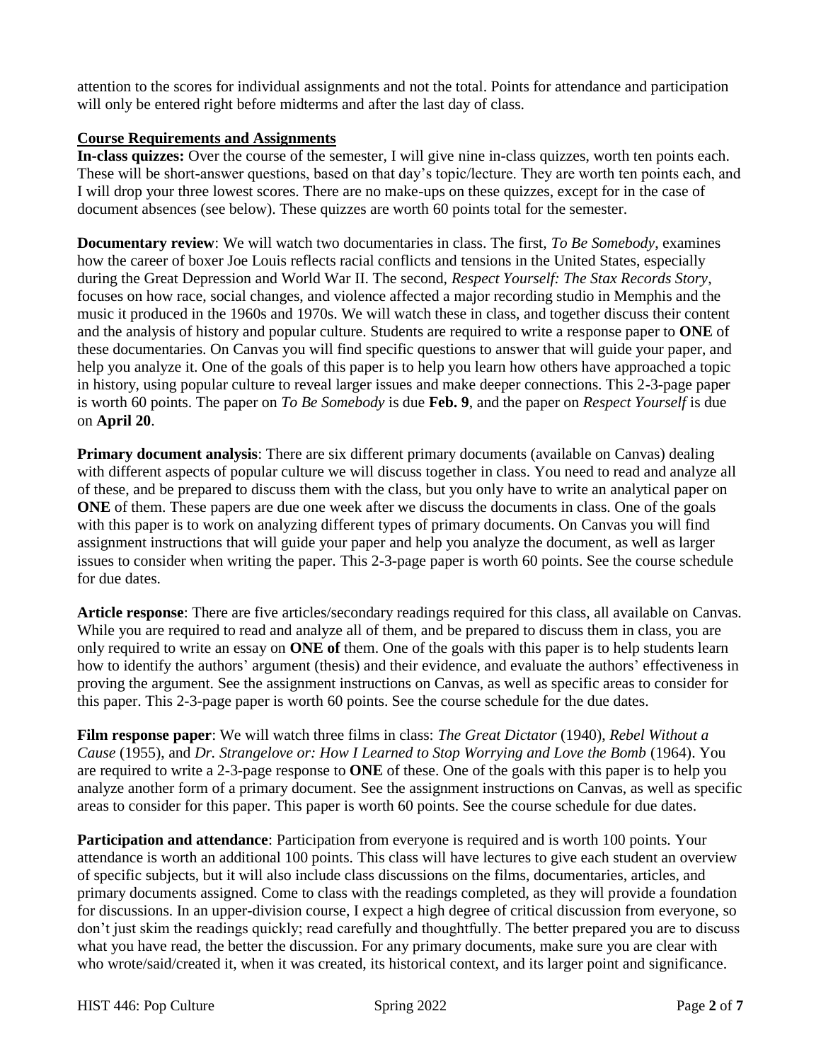attention to the scores for individual assignments and not the total. Points for attendance and participation will only be entered right before midterms and after the last day of class.

## Course Requirements and Assignments

**In-class quizzes:** Over the course of the semester, I will give nine in-class quizzes, worth ten points each. These will be short-answer questions, based on that day's topic/lecture. They are worth ten points each, and I will drop your three lowest scores. There are no make-ups on these quizzes, except for in the case of document absences (see below). These quizzes are worth 60 points total for the semester.

**Documentary review**: We will watch two documentaries in class. The first, *To Be Somebody*, examines how the career of boxer Joe Louis reflects racial conflicts and tensions in the United States, especially during the Great Depression and World War II. The second, *Respect Yourself: The Stax Records Story*, focuses on how race, social changes, and violence affected a major recording studio in Memphis and the music it produced in the 1960s and 1970s. We will watch these in class, and together discuss their content and the analysis of history and popular culture. Students are required to write a response paper to **ONE** of these documentaries. On Canvas you will find specific questions to answer that will guide your paper, and help you analyze it. One of the goals of this paper is to help you learn how others have approached a topic in history, using popular culture to reveal larger issues and make deeper connections. This 2-3-page paper is worth 60 points. The paper on *To Be Somebody* is due **Feb. 9**, and the paper on *Respect Yourself* is due on **April 20**.

**Primary document analysis**: There are six different primary documents (available on Canvas) dealing with different aspects of popular culture we will discuss together in class. You need to read and analyze all of these, and be prepared to discuss them with the class, but you only have to write an analytical paper on **ONE** of them. These papers are due one week after we discuss the documents in class. One of the goals with this paper is to work on analyzing different types of primary documents. On Canvas you will find assignment instructions that will guide your paper and help you analyze the document, as well as larger issues to consider when writing the paper. This 2-3-page paper is worth 60 points. See the course schedule for due dates.

**Article response**: There are five articles/secondary readings required for this class, all available on Canvas. While you are required to read and analyze all of them, and be prepared to discuss them in class, you are only required to write an essay on **ONE of** them. One of the goals with this paper is to help students learn how to identify the authors' argument (thesis) and their evidence, and evaluate the authors' effectiveness in proving the argument. See the assignment instructions on Canvas, as well as specific areas to consider for this paper. This 2-3-page paper is worth 60 points. See the course schedule for the due dates.

**Film response paper**: We will watch three films in class: *The Great Dictator* (1940), *Rebel Without a Cause* (1955), and *Dr. Strangelove or: How I Learned to Stop Worrying and Love the Bomb* (1964). You are required to write a 2-3-page response to **ONE** of these. One of the goals with this paper is to help you analyze another form of a primary document. See the assignment instructions on Canvas, as well as specific areas to consider for this paper. This paper is worth 60 points. See the course schedule for due dates.

**Participation and attendance**: Participation from everyone is required and is worth 100 points. Your attendance is worth an additional 100 points. This class will have lectures to give each student an overview of specific subjects, but it will also include class discussions on the films, documentaries, articles, and primary documents assigned. Come to class with the readings completed, as they will provide a foundation for discussions. In an upper-division course, I expect a high degree of critical discussion from everyone, so don't just skim the readings quickly; read carefully and thoughtfully. The better prepared you are to discuss what you have read, the better the discussion. For any primary documents, make sure you are clear with who wrote/said/created it, when it was created, its historical context, and its larger point and significance.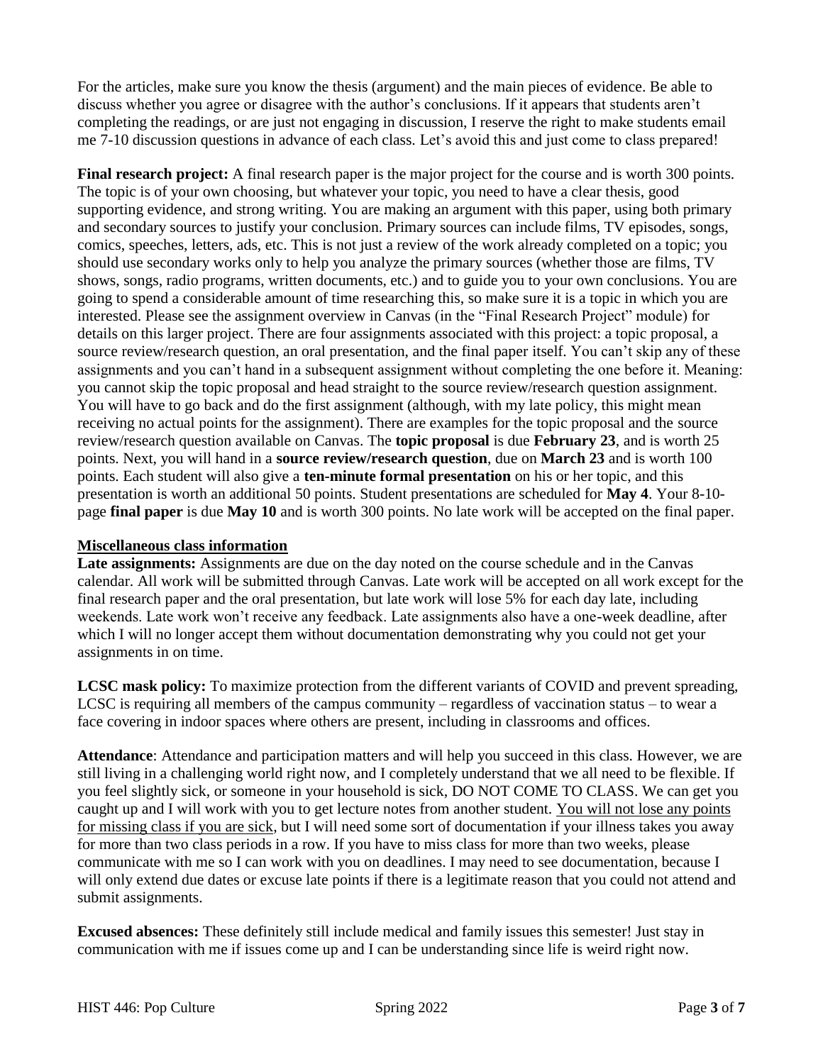For the articles, make sure you know the thesis (argument) and the main pieces of evidence. Be able to discuss whether you agree or disagree with the author's conclusions. If it appears that students aren't completing the readings, or are just not engaging in discussion, I reserve the right to make students email me 7-10 discussion questions in advance of each class. Let's avoid this and just come to class prepared!

**Final research project:** A final research paper is the major project for the course and is worth 300 points. The topic is of your own choosing, but whatever your topic, you need to have a clear thesis, good supporting evidence, and strong writing. You are making an argument with this paper, using both primary and secondary sources to justify your conclusion. Primary sources can include films, TV episodes, songs, comics, speeches, letters, ads, etc. This is not just a review of the work already completed on a topic; you should use secondary works only to help you analyze the primary sources (whether those are films, TV shows, songs, radio programs, written documents, etc.) and to guide you to your own conclusions. You are going to spend a considerable amount of time researching this, so make sure it is a topic in which you are interested. Please see the assignment overview in Canvas (in the "Final Research Project" module) for details on this larger project. There are four assignments associated with this project: a topic proposal, a source review/research question, an oral presentation, and the final paper itself. You can't skip any of these assignments and you can't hand in a subsequent assignment without completing the one before it. Meaning: you cannot skip the topic proposal and head straight to the source review/research question assignment. You will have to go back and do the first assignment (although, with my late policy, this might mean receiving no actual points for the assignment). There are examples for the topic proposal and the source review/research question available on Canvas. The **topic proposal** is due **February 23**, and is worth 25 points. Next, you will hand in a **source review/research question**, due on **March 23** and is worth 100 points. Each student will also give a **ten-minute formal presentation** on his or her topic, and this presentation is worth an additional 50 points. Student presentations are scheduled for **May 4**. Your 8-10-page **final paper** is due **May 10** and is worth 300 points. No late work will be accepted on the final paper.

## Miscellaneous class information

**Late assignments:** Assignments are due on the day noted on the course schedule and in the Canvas calendar. All work will be submitted through Canvas. Late work will be accepted on all work except for the final research paper and the oral presentation, but late work will lose 5% for each day late, including weekends. Late work won't receive any feedback. Late assignments also have a one-week deadline, after which I will no longer accept them without documentation demonstrating why you could not get your assignments in on time.

**LCSC mask policy:** To maximize protection from the different variants of COVID and prevent spreading, LCSC is requiring all members of the campus community – regardless of vaccination status – to wear a face covering in indoor spaces where others are present, including in classrooms and offices.

**Attendance**: Attendance and participation matters and will help you succeed in this class. However, we are still living in a challenging world right now, and I completely understand that we all need to be flexible. If you feel slightly sick, or someone in your household is sick, DO NOT COME TO CLASS. We can get you caught up and I will work with you to get lecture notes from another student. <u>You will not lose any points for missing class if you are sick</u>, but I will need some sort of documentation if your illness takes you away for more than two class periods in a row. If you have to miss class for more than two weeks, please communicate with me so I can work with you on deadlines. I may need to see documentation, because I will only extend due dates or excuse late points if there is a legitimate reason that you could not attend and submit assignments.

**Excused absences:** These definitely still include medical and family issues this semester! Just stay in communication with me if issues come up and I can be understanding since life is weird right now.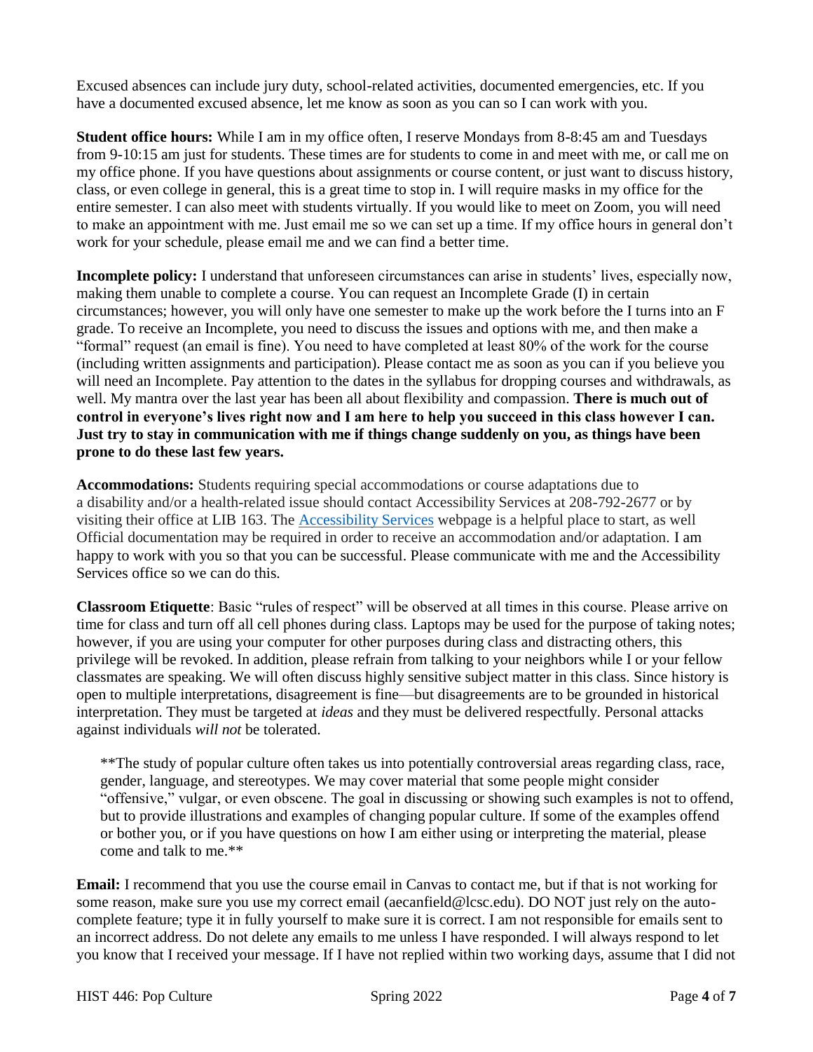Excused absences can include jury duty, school-related activities, documented emergencies, etc. If you have a documented excused absence, let me know as soon as you can so I can work with you.

**Student office hours:** While I am in my office often, I reserve Mondays from 8-8:45 am and Tuesdays from 9-10:15 am just for students. These times are for students to come in and meet with me, or call me on my office phone. If you have questions about assignments or course content, or just want to discuss history, class, or even college in general, this is a great time to stop in. I will require masks in my office for the entire semester. I can also meet with students virtually. If you would like to meet on Zoom, you will need to make an appointment with me. Just email me so we can set up a time. If my office hours in general don't work for your schedule, please email me and we can find a better time.

**Incomplete policy:** I understand that unforeseen circumstances can arise in students' lives, especially now, making them unable to complete a course. You can request an Incomplete Grade (I) in certain circumstances; however, you will only have one semester to make up the work before the I turns into an F grade. To receive an Incomplete, you need to discuss the issues and options with me, and then make a "formal" request (an email is fine). You need to have completed at least 80% of the work for the course (including written assignments and participation). Please contact me as soon as you can if you believe you will need an Incomplete. Pay attention to the dates in the syllabus for dropping courses and withdrawals, as well. My mantra over the last year has been all about flexibility and compassion. **There is much out of control in everyone's lives right now and I am here to help you succeed in this class however I can. Just try to stay in communication with me if things change suddenly on you, as things have been prone to do these last few years.**

**Accommodations:** Students requiring special accommodations or course adaptations due to a disability and/or a health-related issue should contact Accessibility Services at 208-792-2677 or by visiting their office at LIB 163. The [Accessibility Services] webpage is a helpful place to start, as well Official documentation may be required in order to receive an accommodation and/or adaptation. I am happy to work with you so that you can be successful. Please communicate with me and the Accessibility Services office so we can do this.

**Classroom Etiquette**: Basic "rules of respect" will be observed at all times in this course. Please arrive on time for class and turn off all cell phones during class. Laptops may be used for the purpose of taking notes; however, if you are using your computer for other purposes during class and distracting others, this privilege will be revoked. In addition, please refrain from talking to your neighbors while I or your fellow classmates are speaking. We will often discuss highly sensitive subject matter in this class. Since history is open to multiple interpretations, disagreement is fine—but disagreements are to be grounded in historical interpretation. They must be targeted at *ideas* and they must be delivered respectfully. Personal attacks against individuals *will not* be tolerated.

> **The study of popular culture often takes us into potentially controversial areas regarding class, race, gender, language, and stereotypes. We may cover material that some people might consider "offensive," vulgar, or even obscene. The goal in discussing or showing such examples is not to offend, but to provide illustrations and examples of changing popular culture. If some of the examples offend or bother you, or if you have questions on how I am either using or interpreting the material, please come and talk to me.**

**Email:** I recommend that you use the course email in Canvas to contact me, but if that is not working for some reason, make sure you use my correct email (aecanfield@lcsc.edu). DO NOT just rely on the auto-complete feature; type it in fully yourself to make sure it is correct. I am not responsible for emails sent to an incorrect address. Do not delete any emails to me unless I have responded. I will always respond to let you know that I received your message. If I have not replied within two working days, assume that I did not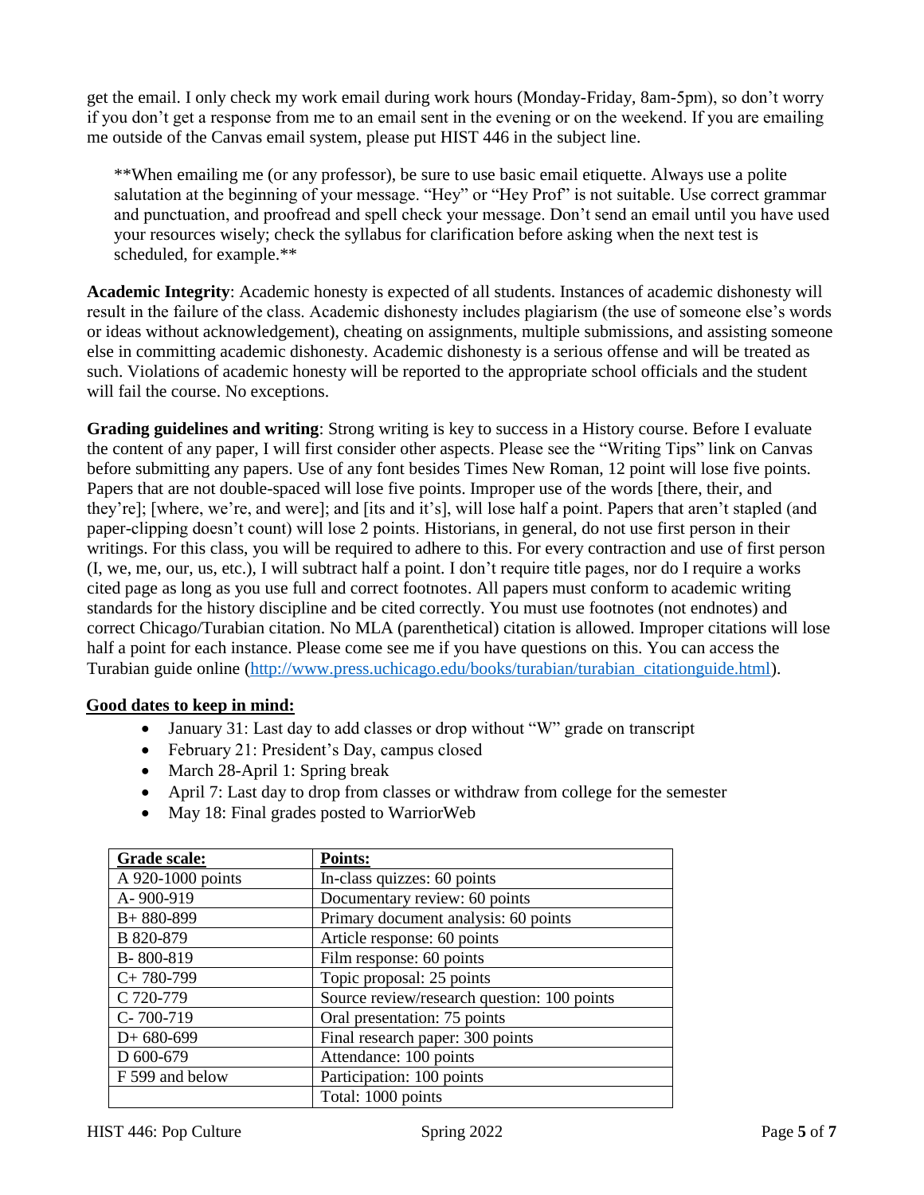get the email. I only check my work email during work hours (Monday-Friday, 8am-5pm), so don't worry if you don't get a response from me to an email sent in the evening or on the weekend. If you are emailing me outside of the Canvas email system, please put HIST 446 in the subject line.

> **When emailing me (or any professor), be sure to use basic email etiquette. Always use a polite salutation at the beginning of your message. "Hey" or "Hey Prof" is not suitable. Use correct grammar and punctuation, and proofread and spell check your message. Don't send an email until you have used your resources wisely; check the syllabus for clarification before asking when the next test is scheduled, for example.**

**Academic Integrity**: Academic honesty is expected of all students. Instances of academic dishonesty will result in the failure of the class. Academic dishonesty includes plagiarism (the use of someone else's words or ideas without acknowledgement), cheating on assignments, multiple submissions, and assisting someone else in committing academic dishonesty. Academic dishonesty is a serious offense and will be treated as such. Violations of academic honesty will be reported to the appropriate school officials and the student will fail the course. No exceptions.

**Grading guidelines and writing**: Strong writing is key to success in a History course. Before I evaluate the content of any paper, I will first consider other aspects. Please see the "Writing Tips" link on Canvas before submitting any papers. Use of any font besides Times New Roman, 12 point will lose five points. Papers that are not double-spaced will lose five points. Improper use of the words [there, their, and they're]; [where, we're, and were]; and [its and it's], will lose half a point. Papers that aren't stapled (and paper-clipping doesn't count) will lose 2 points. Historians, in general, do not use first person in their writings. For this class, you will be required to adhere to this. For every contraction and use of first person (I, we, me, our, us, etc.), I will subtract half a point. I don't require title pages, nor do I require a works cited page as long as you use full and correct footnotes. All papers must conform to academic writing standards for the history discipline and be cited correctly. You must use footnotes (not endnotes) and correct Chicago/Turabian citation. No MLA (parenthetical) citation is allowed. Improper citations will lose half a point for each instance. Please come see me if you have questions on this. You can access the Turabian guide online (http://www.press.uchicago.edu/books/turabian/turabian_citationguide.html).

**Good dates to keep in mind:**

- January 31: Last day to add classes or drop without "W" grade on transcript
- February 21: President's Day, campus closed
- March 28-April 1: Spring break
- April 7: Last day to drop from classes or withdraw from college for the semester
- May 18: Final grades posted to WarriorWeb

| Grade scale: | Points: |
|---|---|
| A 920-1000 points | In-class quizzes: 60 points |
| A- 900-919 | Documentary review: 60 points |
| B+ 880-899 | Primary document analysis: 60 points |
| B 820-879 | Article response: 60 points |
| B- 800-819 | Film response: 60 points |
| C+ 780-799 | Topic proposal: 25 points |
| C 720-779 | Source review/research question: 100 points |
| C- 700-719 | Oral presentation: 75 points |
| D+ 680-699 | Final research paper: 300 points |
| D 600-679 | Attendance: 100 points |
| F 599 and below | Participation: 100 points |
| | Total: 1000 points |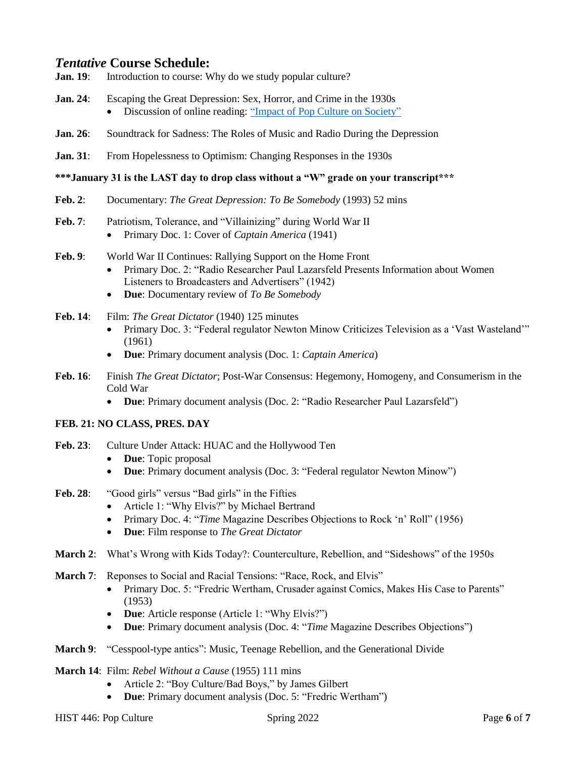## *Tentative* Course Schedule:

**Jan. 19**: Introduction to course: Why do we study popular culture?

**Jan. 24**: Escaping the Great Depression: Sex, Horror, and Crime in the 1930s
- Discussion of online reading: "Impact of Pop Culture on Society"

**Jan. 26**: Soundtrack for Sadness: The Roles of Music and Radio During the Depression

**Jan. 31**: From Hopelessness to Optimism: Changing Responses in the 1930s

**\*\*\*January 31 is the LAST day to drop class without a "W" grade on your transcript\*\*\***

**Feb. 2**: Documentary: *The Great Depression: To Be Somebody* (1993) 52 mins

**Feb. 7**: Patriotism, Tolerance, and "Villainizing" during World War II
- Primary Doc. 1: Cover of *Captain America* (1941)

**Feb. 9**: World War II Continues: Rallying Support on the Home Front
- Primary Doc. 2: "Radio Researcher Paul Lazarsfeld Presents Information about Women Listeners to Broadcasters and Advertisers" (1942)
- **Due**: Documentary review of *To Be Somebody*

**Feb. 14**: Film: *The Great Dictator* (1940) 125 minutes
- Primary Doc. 3: "Federal regulator Newton Minow Criticizes Television as a 'Vast Wasteland'" (1961)
- **Due**: Primary document analysis (Doc. 1: *Captain America*)

**Feb. 16**: Finish *The Great Dictator*; Post-War Consensus: Hegemony, Homogeny, and Consumerism in the Cold War
- **Due**: Primary document analysis (Doc. 2: "Radio Researcher Paul Lazarsfeld")

**FEB. 21: NO CLASS, PRES. DAY**

**Feb. 23**: Culture Under Attack: HUAC and the Hollywood Ten
- **Due**: Topic proposal
- **Due**: Primary document analysis (Doc. 3: "Federal regulator Newton Minow")

**Feb. 28**: "Good girls" versus "Bad girls" in the Fifties
- Article 1: "Why Elvis?" by Michael Bertrand
- Primary Doc. 4: "*Time* Magazine Describes Objections to Rock 'n' Roll" (1956)
- **Due**: Film response to *The Great Dictator*

**March 2**: What's Wrong with Kids Today?: Counterculture, Rebellion, and "Sideshows" of the 1950s

**March 7**: Reponses to Social and Racial Tensions: "Race, Rock, and Elvis"
- Primary Doc. 5: "Fredric Wertham, Crusader against Comics, Makes His Case to Parents" (1953)
- **Due**: Article response (Article 1: "Why Elvis?")
- **Due**: Primary document analysis (Doc. 4: "*Time* Magazine Describes Objections")

**March 9**: "Cesspool-type antics": Music, Teenage Rebellion, and the Generational Divide

**March 14**: Film: *Rebel Without a Cause* (1955) 111 mins
- Article 2: "Boy Culture/Bad Boys," by James Gilbert
- **Due**: Primary document analysis (Doc. 5: "Fredric Wertham")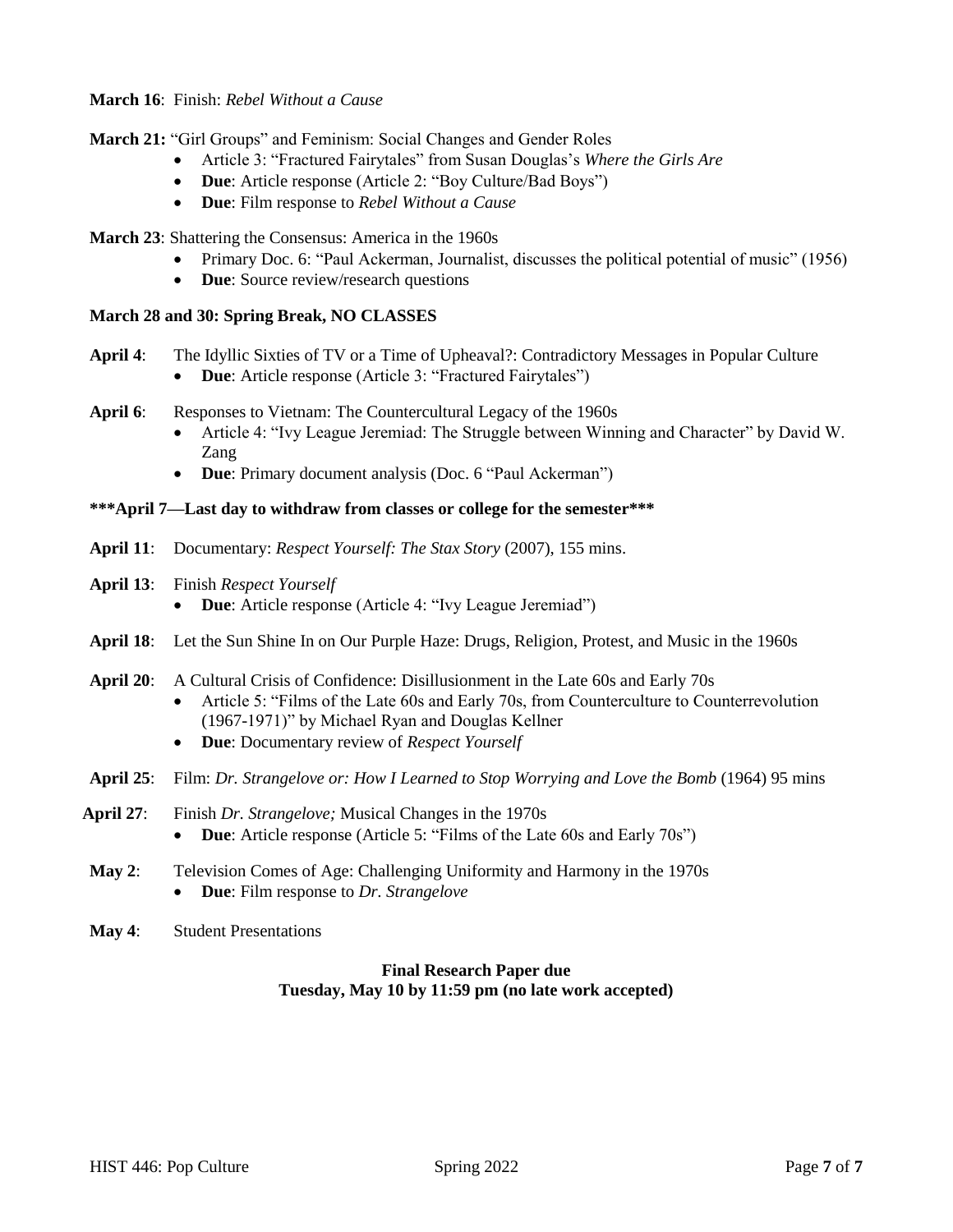**March 16**: Finish: *Rebel Without a Cause*

**March 21:** "Girl Groups" and Feminism: Social Changes and Gender Roles

- Article 3: "Fractured Fairytales" from Susan Douglas's *Where the Girls Are*
- **Due**: Article response (Article 2: "Boy Culture/Bad Boys")
- **Due**: Film response to *Rebel Without a Cause*

**March 23**: Shattering the Consensus: America in the 1960s

- Primary Doc. 6: "Paul Ackerman, Journalist, discusses the political potential of music" (1956)
- **Due**: Source review/research questions

**March 28 and 30: Spring Break, NO CLASSES**

**April 4**: The Idyllic Sixties of TV or a Time of Upheaval?: Contradictory Messages in Popular Culture

- **Due**: Article response (Article 3: "Fractured Fairytales")

**April 6**: Responses to Vietnam: The Countercultural Legacy of the 1960s

- Article 4: "Ivy League Jeremiad: The Struggle between Winning and Character" by David W. Zang
- **Due**: Primary document analysis (Doc. 6 "Paul Ackerman")

**\*\*\*April 7—Last day to withdraw from classes or college for the semester\*\*\***

**April 11**: Documentary: *Respect Yourself: The Stax Story* (2007), 155 mins.

**April 13**: Finish *Respect Yourself*

- **Due**: Article response (Article 4: "Ivy League Jeremiad")

**April 18**: Let the Sun Shine In on Our Purple Haze: Drugs, Religion, Protest, and Music in the 1960s

**April 20**: A Cultural Crisis of Confidence: Disillusionment in the Late 60s and Early 70s

- Article 5: "Films of the Late 60s and Early 70s, from Counterculture to Counterrevolution (1967-1971)" by Michael Ryan and Douglas Kellner
- **Due**: Documentary review of *Respect Yourself*

**April 25**: Film: *Dr. Strangelove or: How I Learned to Stop Worrying and Love the Bomb* (1964) 95 mins

**April 27**: Finish *Dr. Strangelove;* Musical Changes in the 1970s

- **Due**: Article response (Article 5: "Films of the Late 60s and Early 70s")

**May 2**: Television Comes of Age: Challenging Uniformity and Harmony in the 1970s

- **Due**: Film response to *Dr. Strangelove*

**May 4**: Student Presentations

**Final Research Paper due**
**Tuesday, May 10 by 11:59 pm (no late work accepted)**